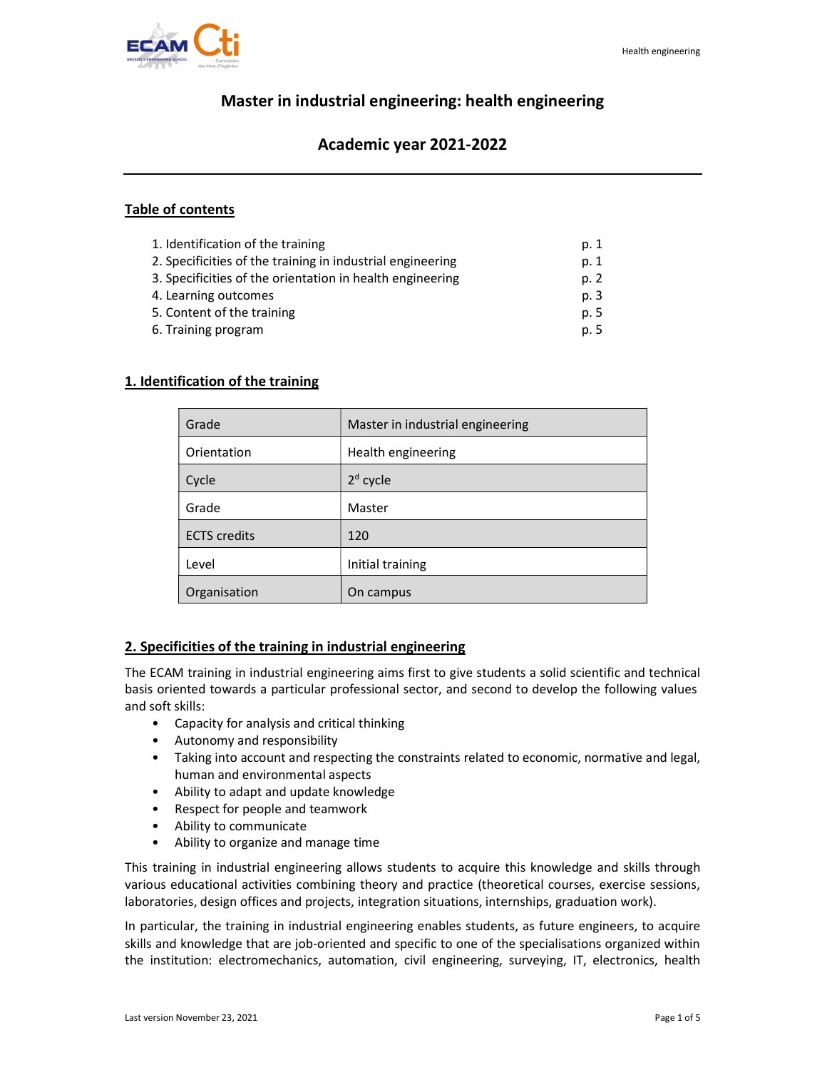# Master in industrial engineering: health engineering

## Academic year 2021-2022

---

### Table of contents

| | |
|---|---|
| 1. Identification of the training | p. 1 |
| 2. Specificities of the training in industrial engineering | p. 1 |
| 3. Specificities of the orientation in health engineering | p. 2 |
| 4. Learning outcomes | p. 3 |
| 5. Content of the training | p. 5 |
| 6. Training program | p. 5 |

### 1. Identification of the training

| | |
|---|---|
| Grade | Master in industrial engineering |
| Orientation | Health engineering |
| Cycle | 2d cycle |
| Grade | Master |
| ECTS credits | 120 |
| Level | Initial training |
| Organisation | On campus |

### 2. Specificities of the training in industrial engineering

The ECAM training in industrial engineering aims first to give students a solid scientific and technical basis oriented towards a particular professional sector, and second to develop the following values and soft skills:

- Capacity for analysis and critical thinking
- Autonomy and responsibility
- Taking into account and respecting the constraints related to economic, normative and legal, human and environmental aspects
- Ability to adapt and update knowledge
- Respect for people and teamwork
- Ability to communicate
- Ability to organize and manage time

This training in industrial engineering allows students to acquire this knowledge and skills through various educational activities combining theory and practice (theoretical courses, exercise sessions, laboratories, design offices and projects, integration situations, internships, graduation work).

In particular, the training in industrial engineering enables students, as future engineers, to acquire skills and knowledge that are job-oriented and specific to one of the specialisations organized within the institution: electromechanics, automation, civil engineering, surveying, IT, electronics, health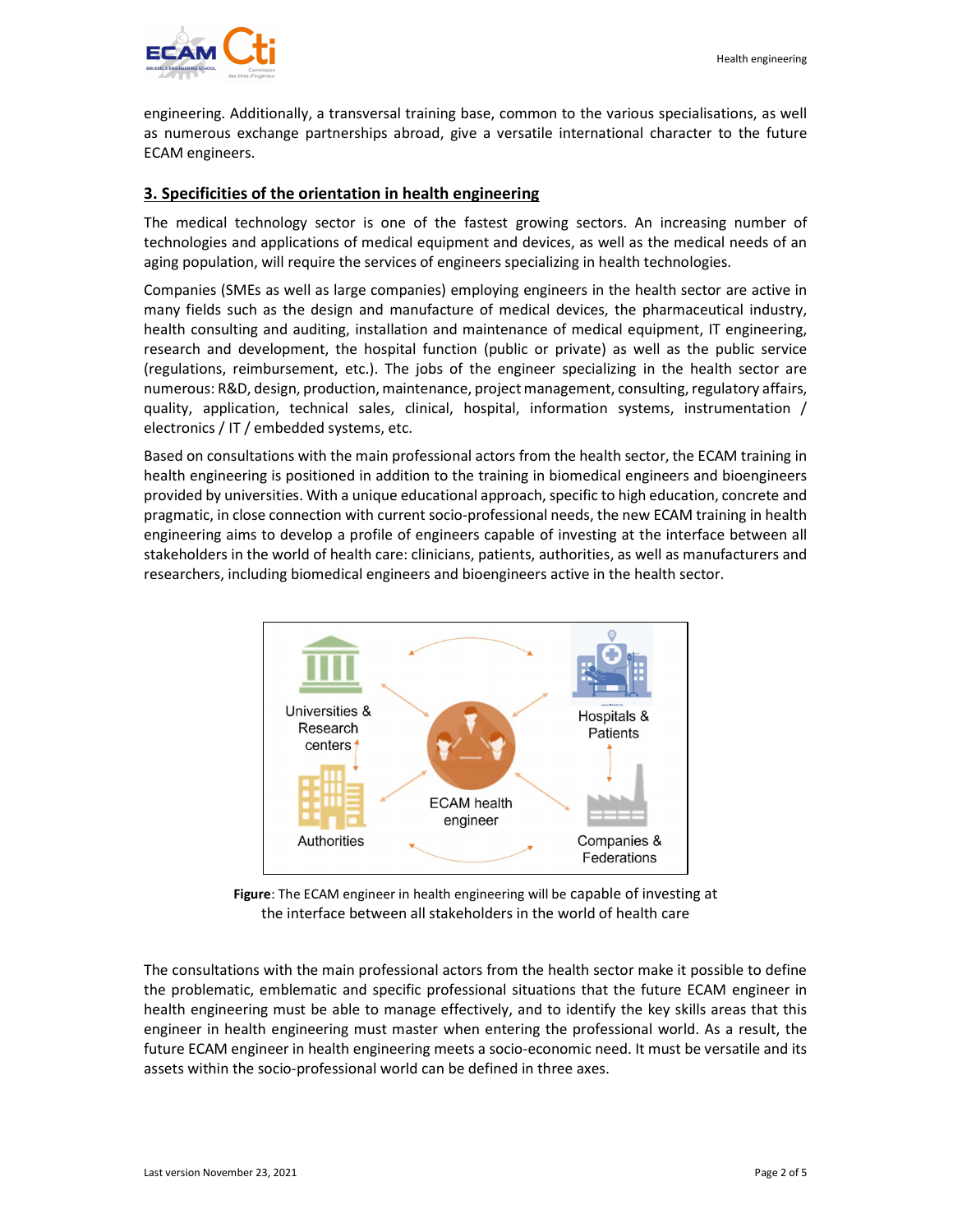engineering. Additionally, a transversal training base, common to the various specialisations, as well as numerous exchange partnerships abroad, give a versatile international character to the future ECAM engineers.

## 3. Specificities of the orientation in health engineering

The medical technology sector is one of the fastest growing sectors. An increasing number of technologies and applications of medical equipment and devices, as well as the medical needs of an aging population, will require the services of engineers specializing in health technologies.

Companies (SMEs as well as large companies) employing engineers in the health sector are active in many fields such as the design and manufacture of medical devices, the pharmaceutical industry, health consulting and auditing, installation and maintenance of medical equipment, IT engineering, research and development, the hospital function (public or private) as well as the public service (regulations, reimbursement, etc.). The jobs of the engineer specializing in the health sector are numerous: R&D, design, production, maintenance, project management, consulting, regulatory affairs, quality, application, technical sales, clinical, hospital, information systems, instrumentation / electronics / IT / embedded systems, etc.

Based on consultations with the main professional actors from the health sector, the ECAM training in health engineering is positioned in addition to the training in biomedical engineers and bioengineers provided by universities. With a unique educational approach, specific to high education, concrete and pragmatic, in close connection with current socio-professional needs, the new ECAM training in health engineering aims to develop a profile of engineers capable of investing at the interface between all stakeholders in the world of health care: clinicians, patients, authorities, as well as manufacturers and researchers, including biomedical engineers and bioengineers active in the health sector.

**Figure**: The ECAM engineer in health engineering will be capable of investing at the interface between all stakeholders in the world of health care

The consultations with the main professional actors from the health sector make it possible to define the problematic, emblematic and specific professional situations that the future ECAM engineer in health engineering must be able to manage effectively, and to identify the key skills areas that this engineer in health engineering must master when entering the professional world. As a result, the future ECAM engineer in health engineering meets a socio-economic need. It must be versatile and its assets within the socio-professional world can be defined in three axes.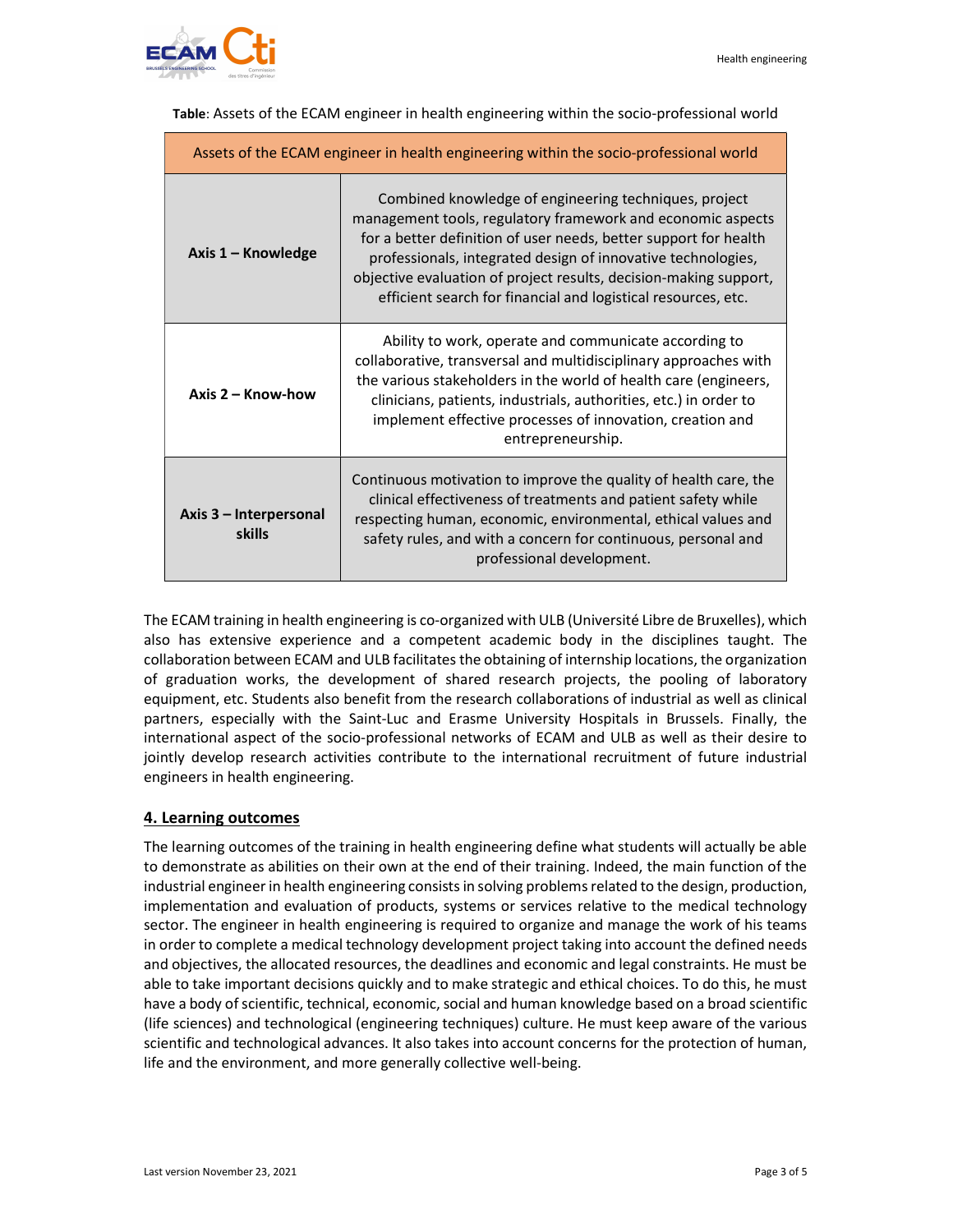**Table**: Assets of the ECAM engineer in health engineering within the socio-professional world

| Assets of the ECAM engineer in health engineering within the socio-professional world | |
|---|---|
| **Axis 1 – Knowledge** | Combined knowledge of engineering techniques, project management tools, regulatory framework and economic aspects for a better definition of user needs, better support for health professionals, integrated design of innovative technologies, objective evaluation of project results, decision-making support, efficient search for financial and logistical resources, etc. |
| **Axis 2 – Know-how** | Ability to work, operate and communicate according to collaborative, transversal and multidisciplinary approaches with the various stakeholders in the world of health care (engineers, clinicians, patients, industrials, authorities, etc.) in order to implement effective processes of innovation, creation and entrepreneurship. |
| **Axis 3 – Interpersonal skills** | Continuous motivation to improve the quality of health care, the clinical effectiveness of treatments and patient safety while respecting human, economic, environmental, ethical values and safety rules, and with a concern for continuous, personal and professional development. |

The ECAM training in health engineering is co-organized with ULB (Université Libre de Bruxelles), which also has extensive experience and a competent academic body in the disciplines taught. The collaboration between ECAM and ULB facilitates the obtaining of internship locations, the organization of graduation works, the development of shared research projects, the pooling of laboratory equipment, etc. Students also benefit from the research collaborations of industrial as well as clinical partners, especially with the Saint-Luc and Erasme University Hospitals in Brussels. Finally, the international aspect of the socio-professional networks of ECAM and ULB as well as their desire to jointly develop research activities contribute to the international recruitment of future industrial engineers in health engineering.

## 4. Learning outcomes

The learning outcomes of the training in health engineering define what students will actually be able to demonstrate as abilities on their own at the end of their training. Indeed, the main function of the industrial engineer in health engineering consists in solving problems related to the design, production, implementation and evaluation of products, systems or services relative to the medical technology sector. The engineer in health engineering is required to organize and manage the work of his teams in order to complete a medical technology development project taking into account the defined needs and objectives, the allocated resources, the deadlines and economic and legal constraints. He must be able to take important decisions quickly and to make strategic and ethical choices. To do this, he must have a body of scientific, technical, economic, social and human knowledge based on a broad scientific (life sciences) and technological (engineering techniques) culture. He must keep aware of the various scientific and technological advances. It also takes into account concerns for the protection of human, life and the environment, and more generally collective well-being.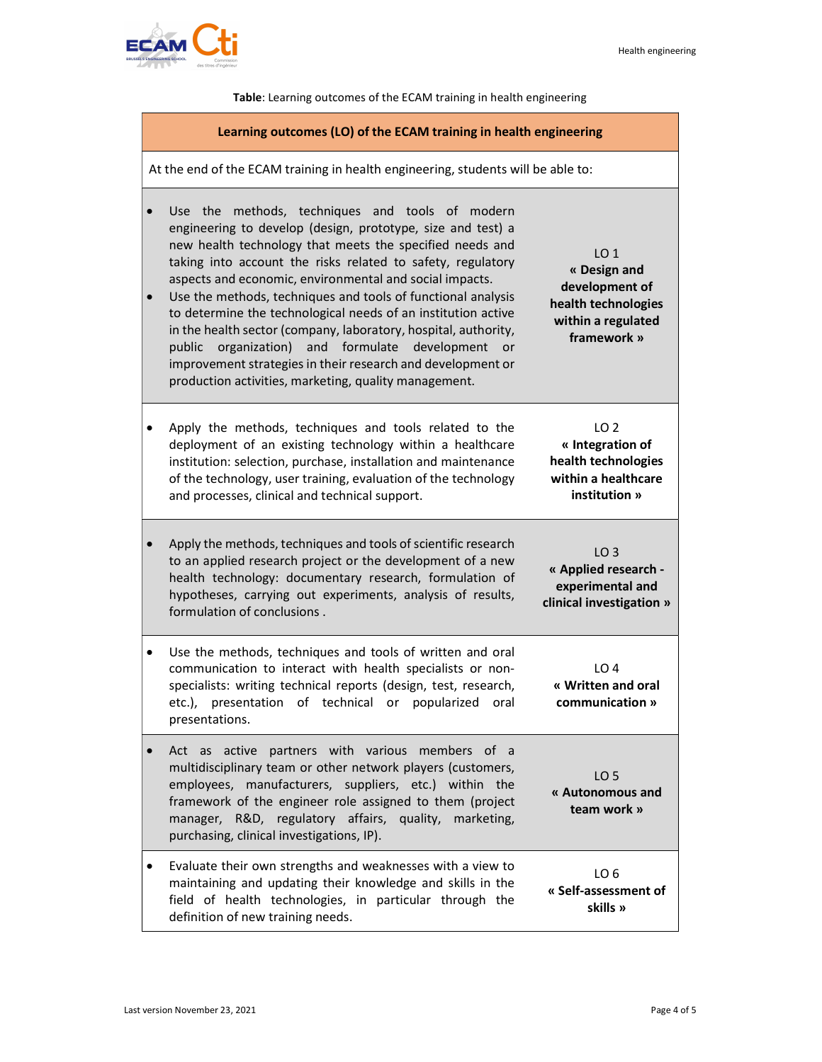**Table**: Learning outcomes of the ECAM training in health engineering

| **Learning outcomes (LO) of the ECAM training in health engineering** | |
|---|---|
| At the end of the ECAM training in health engineering, students will be able to: | |
| • Use the methods, techniques and tools of modern engineering to develop (design, prototype, size and test) a new health technology that meets the specified needs and taking into account the risks related to safety, regulatory aspects and economic, environmental and social impacts.<br>• Use the methods, techniques and tools of functional analysis to determine the technological needs of an institution active in the health sector (company, laboratory, hospital, authority, public organization) and formulate development or improvement strategies in their research and development or production activities, marketing, quality management. | LO 1<br>**« Design and development of health technologies within a regulated framework »** |
| • Apply the methods, techniques and tools related to the deployment of an existing technology within a healthcare institution: selection, purchase, installation and maintenance of the technology, user training, evaluation of the technology and processes, clinical and technical support. | LO 2<br>**« Integration of health technologies within a healthcare institution »** |
| • Apply the methods, techniques and tools of scientific research to an applied research project or the development of a new health technology: documentary research, formulation of hypotheses, carrying out experiments, analysis of results, formulation of conclusions . | LO 3<br>**« Applied research - experimental and clinical investigation »** |
| • Use the methods, techniques and tools of written and oral communication to interact with health specialists or non-specialists: writing technical reports (design, test, research, etc.), presentation of technical or popularized oral presentations. | LO 4<br>**« Written and oral communication »** |
| • Act as active partners with various members of a multidisciplinary team or other network players (customers, employees, manufacturers, suppliers, etc.) within the framework of the engineer role assigned to them (project manager, R&D, regulatory affairs, quality, marketing, purchasing, clinical investigations, IP). | LO 5<br>**« Autonomous and team work »** |
| • Evaluate their own strengths and weaknesses with a view to maintaining and updating their knowledge and skills in the field of health technologies, in particular through the definition of new training needs. | LO 6<br>**« Self-assessment of skills »** |

Last version November 23, 2021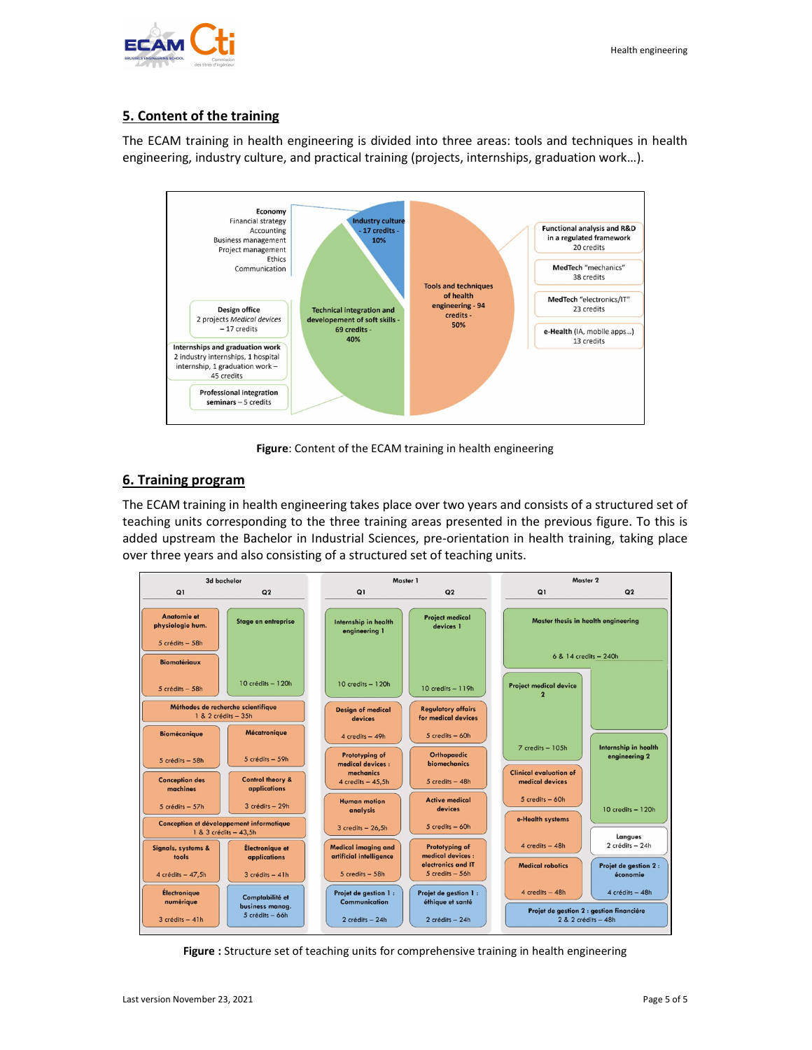## 5. Content of the training

The ECAM training in health engineering is divided into three areas: tools and techniques in health engineering, industry culture, and practical training (projects, internships, graduation work…).

Economy
Financial strategy
Accounting
Business management
Project management
Ethics
Communication

Industry culture - 17 credits - 10%

Design office
2 projects *Medical devices* – 17 credits

Internships and graduation work
2 industry internships, 1 hospital internship, 1 graduation work – 45 credits

Professional integration seminars – 5 credits

Technical integration and development of soft skills - 69 credits - 40%

Tools and techniques of health engineering - 94 credits - 50%

Functional analysis and R&D in a regulated framework
20 credits

MedTech "mechanics"
38 credits

MedTech "electronics/IT"
23 credits

e-Health (IA, mobile apps…)
13 credits

**Figure**: Content of the ECAM training in health engineering

## 6. Training program

The ECAM training in health engineering takes place over two years and consists of a structured set of teaching units corresponding to the three training areas presented in the previous figure. To this is added upstream the Bachelor in Industrial Sciences, pre-orientation in health training, taking place over three years and also consisting of a structured set of teaching units.

**3d bachelor**

Q1:
- Anatomie et physiologie hum. – 5 crédits – 58h
- Biomatériaux – 5 crédits – 58h
- Biomécanique – 5 crédits – 58h
- Conception des machines – 5 crédits – 57h
- Signals, systems & tools – 4 crédits – 47,5h
- Électronique numérique – 3 crédits – 41h

Q2:
- Stage en entreprise – 10 crédits – 120h
- Mécatronique – 5 crédits – 59h
- Control theory & applications – 3 crédits – 29h
- Électronique et applications – 3 crédits – 41h
- Comptabilité et business manag. – 5 crédits – 66h

Q1 & Q2:
- Méthodes de recherche scientifique – 1 & 2 crédits – 35h
- Conception et développement informatique – 1 & 3 crédits – 43,5h

**Master 1**

Q1:
- Internship in health engineering 1 – 10 credits – 120h
- Design of medical devices – 4 credits – 49h
- Prototyping of medical devices : mechanics – 4 credits – 45,5h
- Human motion analysis – 3 credits – 26,5h
- Medical imaging and artificial intelligence – 5 credits – 58h
- Projet de gestion 1 : Communication – 2 crédits – 24h

Q2:
- Project medical devices 1 – 10 credits – 119h
- Regulatory affairs for medical devices – 5 credits – 60h
- Orthopaedic biomechanics – 5 credits – 48h
- Active medical devices – 5 credits – 60h
- Prototyping of medical devices : electronics and IT – 5 credits – 56h
- Projet de gestion 1 : éthique et santé – 2 crédits – 24h

**Master 2**

Q1 & Q2:
- Master thesis in health engineering – 6 & 14 credits – 240h
- Projet de gestion 2 : gestion financière – 2 & 2 crédits – 48h

Q1:
- Project medical device 2 – 7 credits – 105h
- Clinical evaluation of medical devices – 5 credits – 60h
- e-Health systems – 4 credits – 48h
- Medical robotics – 4 credits – 48h

Q2:
- Internship in health engineering 2 – 10 credits – 120h
- Langues – 2 crédits – 24h
- Projet de gestion 2 : économie – 4 crédits – 48h

**Figure :** Structure set of teaching units for comprehensive training in health engineering